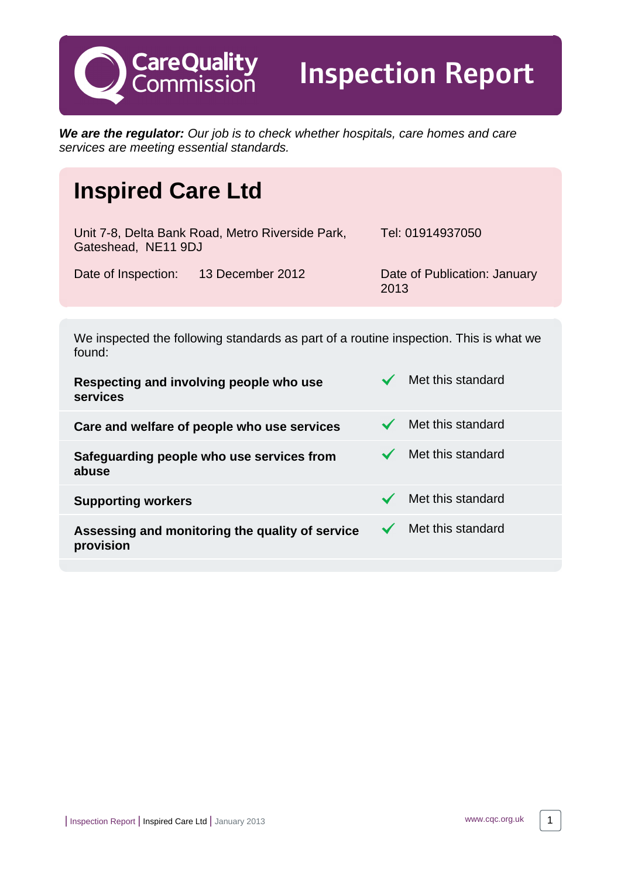# Care Quality Commission — Inspection Report

***We are the regulator:*** *Our job is to check whether hospitals, care homes and care services are meeting essential standards.*

## Inspired Care Ltd

Unit 7-8, Delta Bank Road, Metro Riverside Park, Gateshead, NE11 9DJ

Tel: 01914937050

Date of Inspection: 13 December 2012

Date of Publication: January 2013

We inspected the following standards as part of a routine inspection. This is what we found:

| Standard | Outcome |
|---|---|
| **Respecting and involving people who use services** | ✓ Met this standard |
| **Care and welfare of people who use services** | ✓ Met this standard |
| **Safeguarding people who use services from abuse** | ✓ Met this standard |
| **Supporting workers** | ✓ Met this standard |
| **Assessing and monitoring the quality of service provision** | ✓ Met this standard |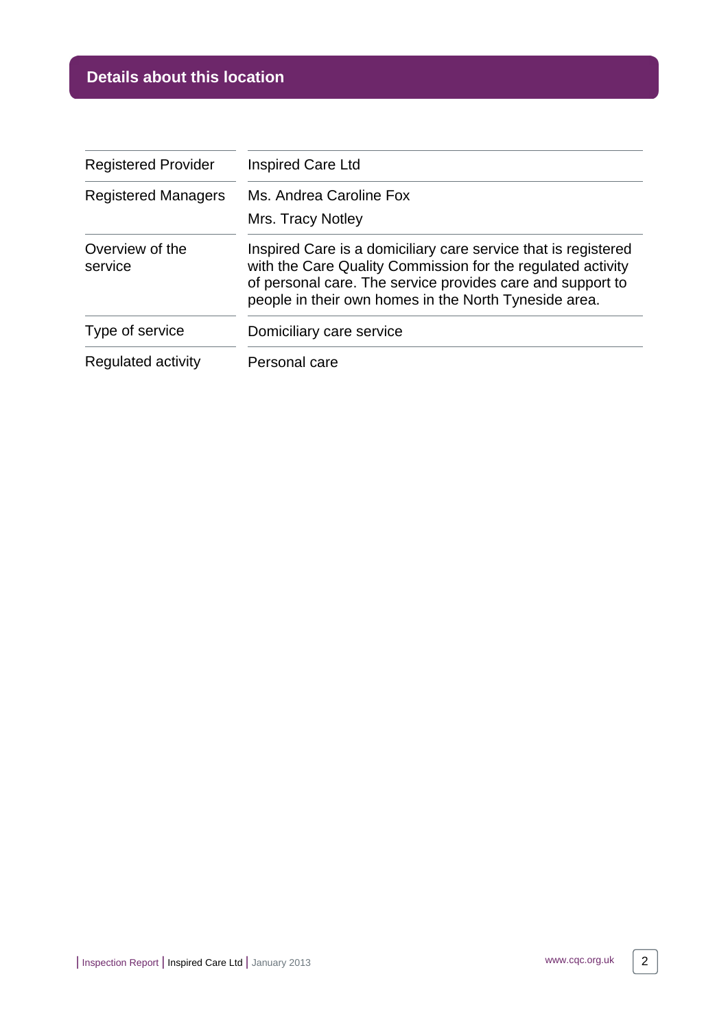## Details about this location

| | |
|---|---|
| Registered Provider | Inspired Care Ltd |
| Registered Managers | Ms. Andrea Caroline Fox<br>Mrs. Tracy Notley |
| Overview of the service | Inspired Care is a domiciliary care service that is registered with the Care Quality Commission for the regulated activity of personal care. The service provides care and support to people in their own homes in the North Tyneside area. |
| Type of service | Domiciliary care service |
| Regulated activity | Personal care |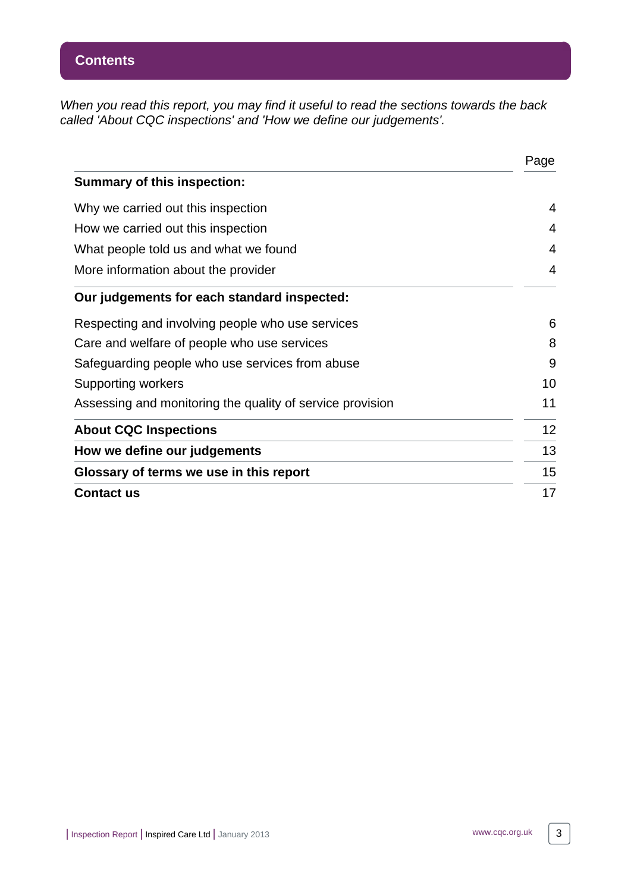# Contents

*When you read this report, you may find it useful to read the sections towards the back called 'About CQC inspections' and 'How we define our judgements'.*

| | Page |
|---|---|
| **Summary of this inspection:** | |
| Why we carried out this inspection | 4 |
| How we carried out this inspection | 4 |
| What people told us and what we found | 4 |
| More information about the provider | 4 |
| **Our judgements for each standard inspected:** | |
| Respecting and involving people who use services | 6 |
| Care and welfare of people who use services | 8 |
| Safeguarding people who use services from abuse | 9 |
| Supporting workers | 10 |
| Assessing and monitoring the quality of service provision | 11 |
| **About CQC Inspections** | 12 |
| **How we define our judgements** | 13 |
| **Glossary of terms we use in this report** | 15 |
| **Contact us** | 17 |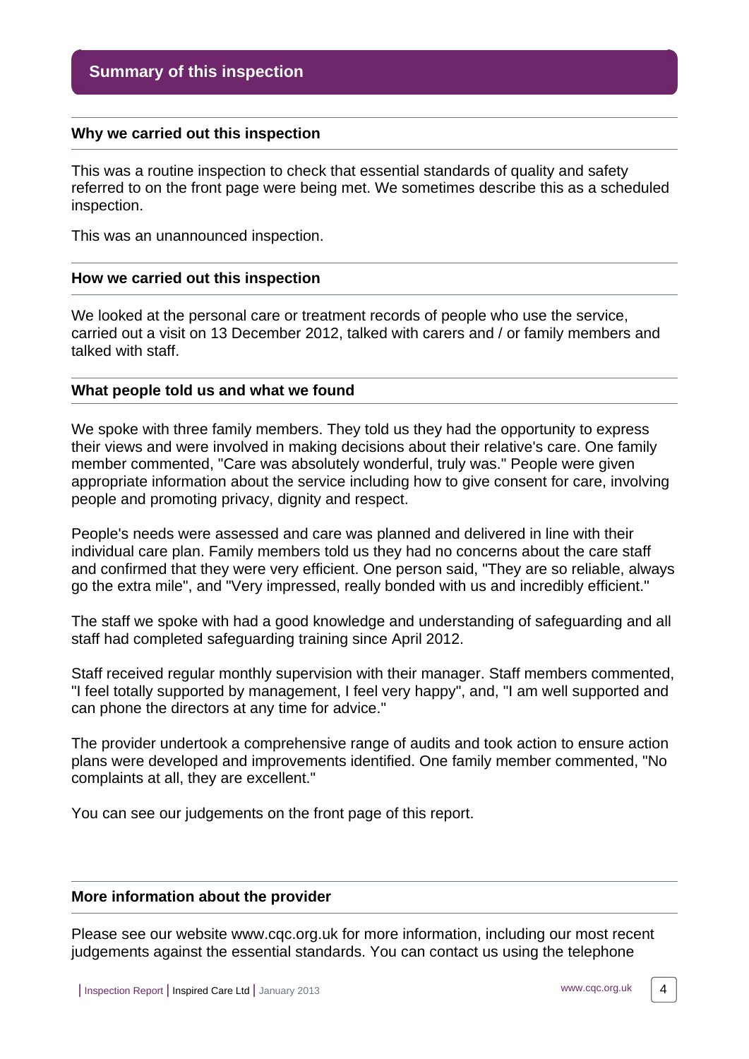## Summary of this inspection

### Why we carried out this inspection

This was a routine inspection to check that essential standards of quality and safety referred to on the front page were being met. We sometimes describe this as a scheduled inspection.

This was an unannounced inspection.

### How we carried out this inspection

We looked at the personal care or treatment records of people who use the service, carried out a visit on 13 December 2012, talked with carers and / or family members and talked with staff.

### What people told us and what we found

We spoke with three family members. They told us they had the opportunity to express their views and were involved in making decisions about their relative's care. One family member commented, "Care was absolutely wonderful, truly was." People were given appropriate information about the service including how to give consent for care, involving people and promoting privacy, dignity and respect.

People's needs were assessed and care was planned and delivered in line with their individual care plan. Family members told us they had no concerns about the care staff and confirmed that they were very efficient. One person said, "They are so reliable, always go the extra mile", and "Very impressed, really bonded with us and incredibly efficient."

The staff we spoke with had a good knowledge and understanding of safeguarding and all staff had completed safeguarding training since April 2012.

Staff received regular monthly supervision with their manager. Staff members commented, "I feel totally supported by management, I feel very happy", and, "I am well supported and can phone the directors at any time for advice."

The provider undertook a comprehensive range of audits and took action to ensure action plans were developed and improvements identified. One family member commented, "No complaints at all, they are excellent."

You can see our judgements on the front page of this report.

### More information about the provider

Please see our website www.cqc.org.uk for more information, including our most recent judgements against the essential standards. You can contact us using the telephone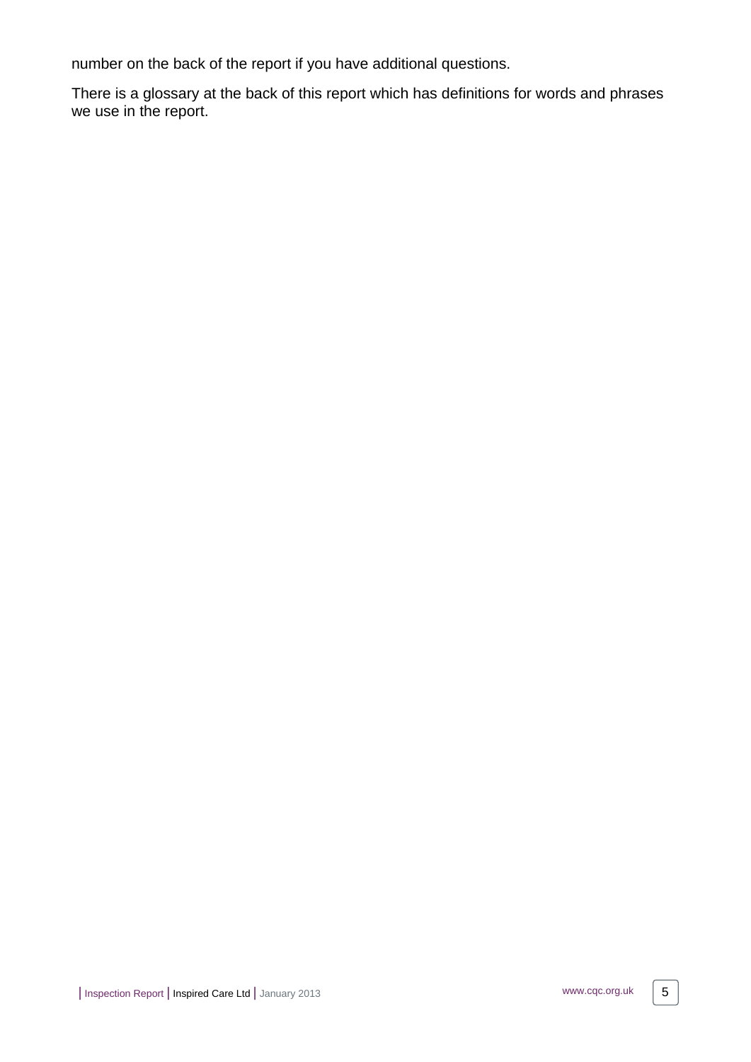number on the back of the report if you have additional questions.

There is a glossary at the back of this report which has definitions for words and phrases we use in the report.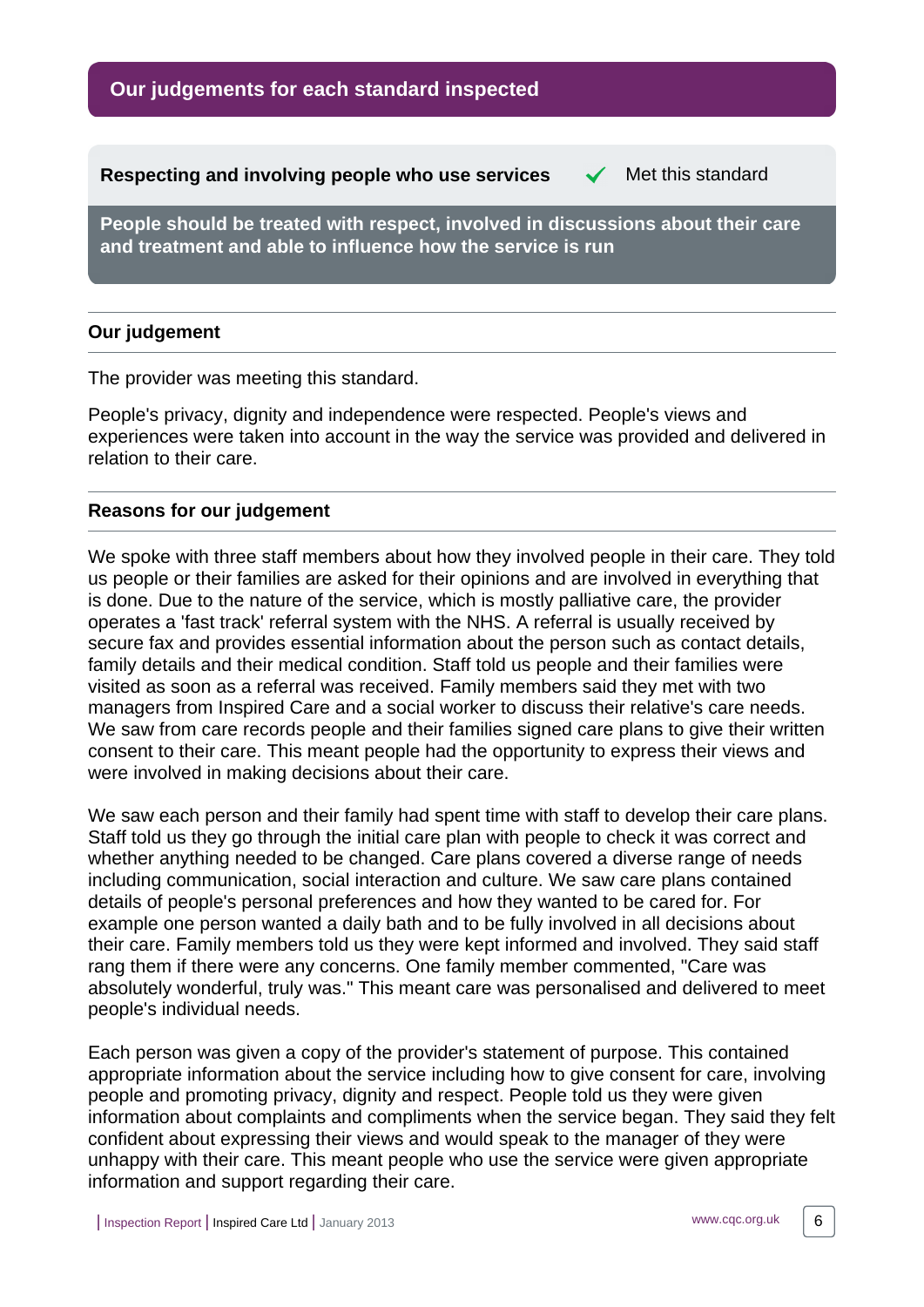## Our judgements for each standard inspected

**Respecting and involving people who use services** ✓ Met this standard

**People should be treated with respect, involved in discussions about their care and treatment and able to influence how the service is run**

### Our judgement

The provider was meeting this standard.

People's privacy, dignity and independence were respected. People's views and experiences were taken into account in the way the service was provided and delivered in relation to their care.

### Reasons for our judgement

We spoke with three staff members about how they involved people in their care. They told us people or their families are asked for their opinions and are involved in everything that is done. Due to the nature of the service, which is mostly palliative care, the provider operates a 'fast track' referral system with the NHS. A referral is usually received by secure fax and provides essential information about the person such as contact details, family details and their medical condition. Staff told us people and their families were visited as soon as a referral was received. Family members said they met with two managers from Inspired Care and a social worker to discuss their relative's care needs. We saw from care records people and their families signed care plans to give their written consent to their care. This meant people had the opportunity to express their views and were involved in making decisions about their care.

We saw each person and their family had spent time with staff to develop their care plans. Staff told us they go through the initial care plan with people to check it was correct and whether anything needed to be changed. Care plans covered a diverse range of needs including communication, social interaction and culture. We saw care plans contained details of people's personal preferences and how they wanted to be cared for. For example one person wanted a daily bath and to be fully involved in all decisions about their care. Family members told us they were kept informed and involved. They said staff rang them if there were any concerns. One family member commented, "Care was absolutely wonderful, truly was." This meant care was personalised and delivered to meet people's individual needs.

Each person was given a copy of the provider's statement of purpose. This contained appropriate information about the service including how to give consent for care, involving people and promoting privacy, dignity and respect. People told us they were given information about complaints and compliments when the service began. They said they felt confident about expressing their views and would speak to the manager of they were unhappy with their care. This meant people who use the service were given appropriate information and support regarding their care.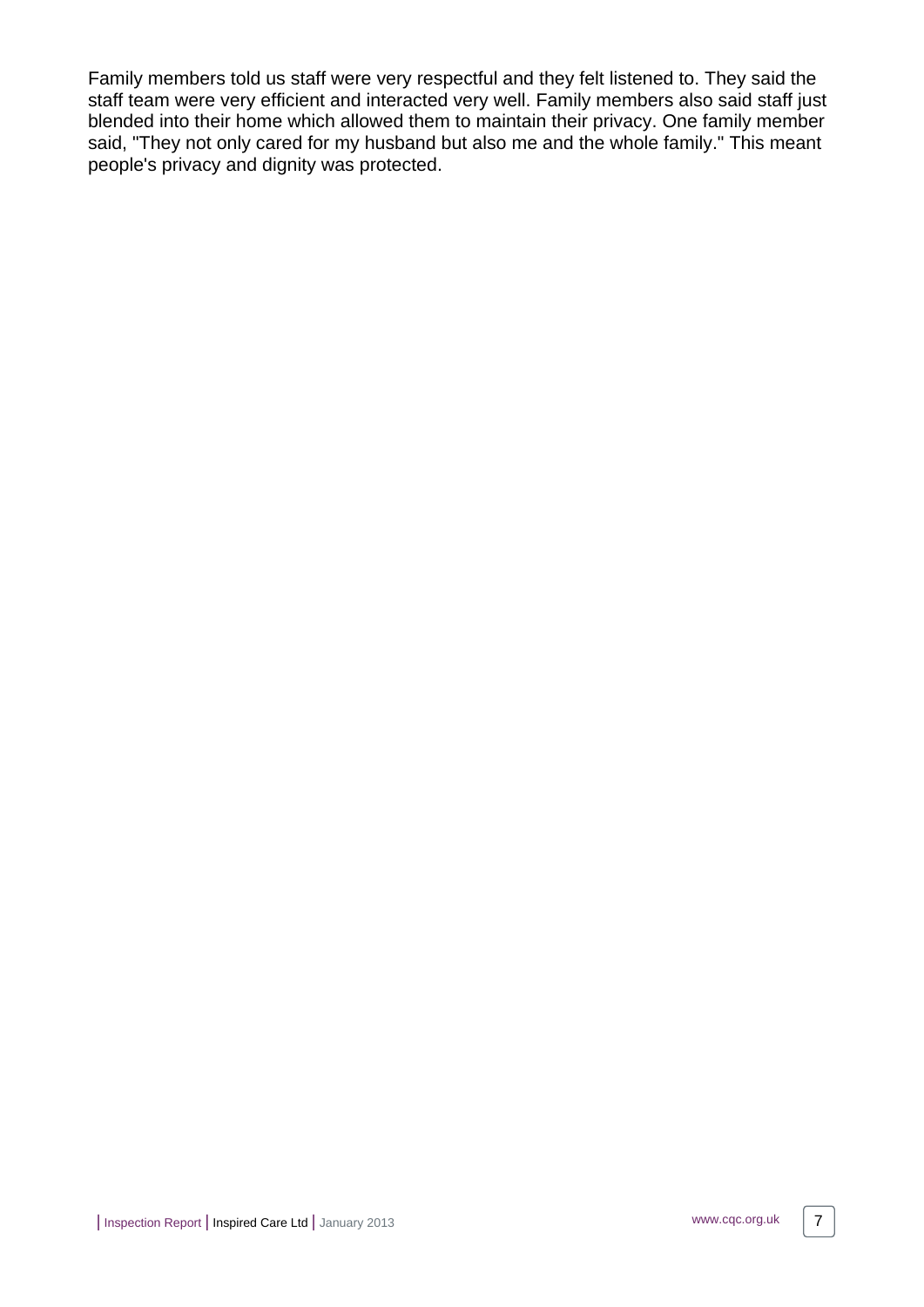Family members told us staff were very respectful and they felt listened to. They said the staff team were very efficient and interacted very well. Family members also said staff just blended into their home which allowed them to maintain their privacy. One family member said, "They not only cared for my husband but also me and the whole family." This meant people's privacy and dignity was protected.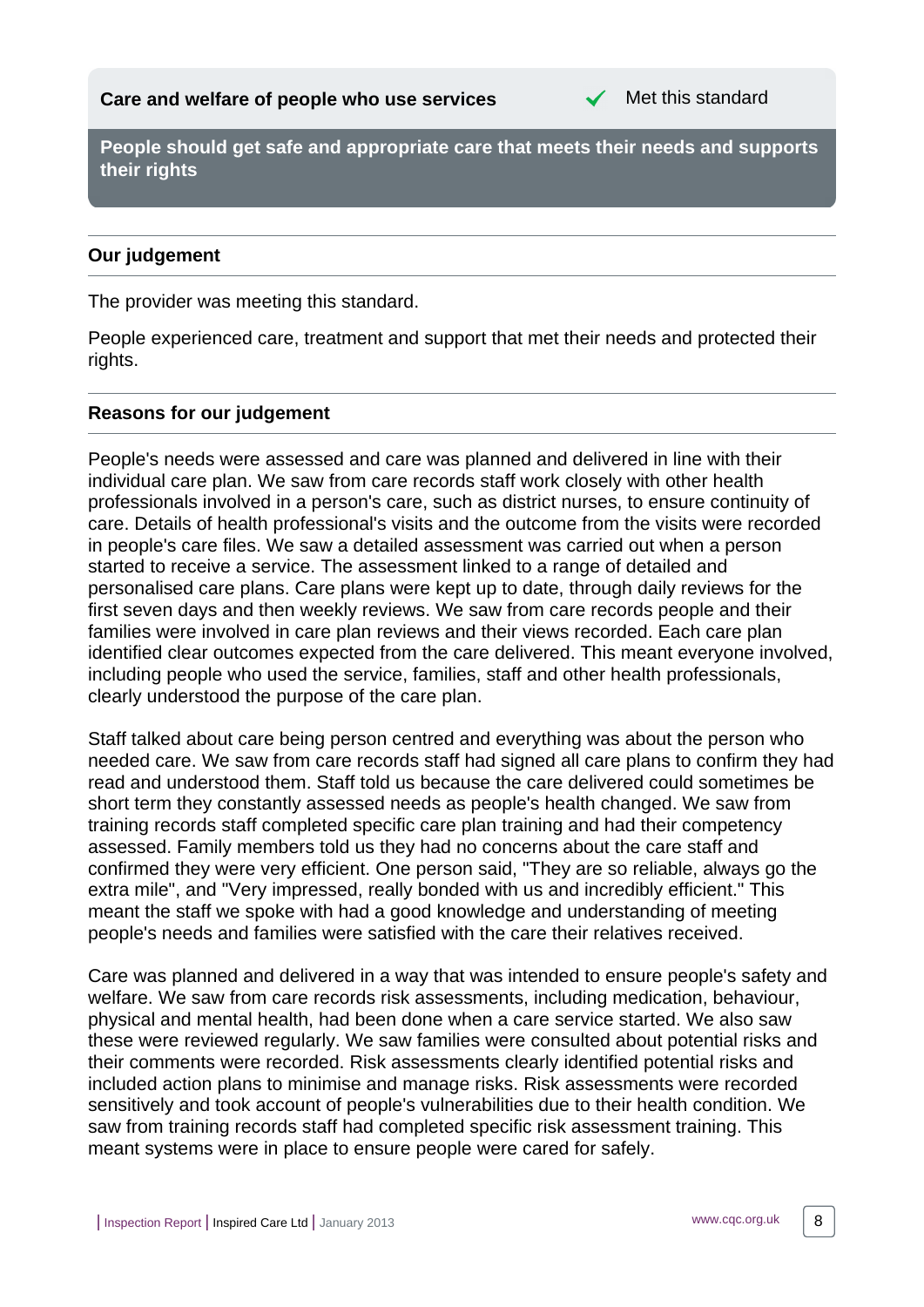**Care and welfare of people who use services** ✓ Met this standard

**People should get safe and appropriate care that meets their needs and supports their rights**

### Our judgement

The provider was meeting this standard.

People experienced care, treatment and support that met their needs and protected their rights.

### Reasons for our judgement

People's needs were assessed and care was planned and delivered in line with their individual care plan. We saw from care records staff work closely with other health professionals involved in a person's care, such as district nurses, to ensure continuity of care. Details of health professional's visits and the outcome from the visits were recorded in people's care files. We saw a detailed assessment was carried out when a person started to receive a service. The assessment linked to a range of detailed and personalised care plans. Care plans were kept up to date, through daily reviews for the first seven days and then weekly reviews. We saw from care records people and their families were involved in care plan reviews and their views recorded. Each care plan identified clear outcomes expected from the care delivered. This meant everyone involved, including people who used the service, families, staff and other health professionals, clearly understood the purpose of the care plan.

Staff talked about care being person centred and everything was about the person who needed care. We saw from care records staff had signed all care plans to confirm they had read and understood them. Staff told us because the care delivered could sometimes be short term they constantly assessed needs as people's health changed. We saw from training records staff completed specific care plan training and had their competency assessed. Family members told us they had no concerns about the care staff and confirmed they were very efficient. One person said, "They are so reliable, always go the extra mile", and "Very impressed, really bonded with us and incredibly efficient." This meant the staff we spoke with had a good knowledge and understanding of meeting people's needs and families were satisfied with the care their relatives received.

Care was planned and delivered in a way that was intended to ensure people's safety and welfare. We saw from care records risk assessments, including medication, behaviour, physical and mental health, had been done when a care service started. We also saw these were reviewed regularly. We saw families were consulted about potential risks and their comments were recorded. Risk assessments clearly identified potential risks and included action plans to minimise and manage risks. Risk assessments were recorded sensitively and took account of people's vulnerabilities due to their health condition. We saw from training records staff had completed specific risk assessment training. This meant systems were in place to ensure people were cared for safely.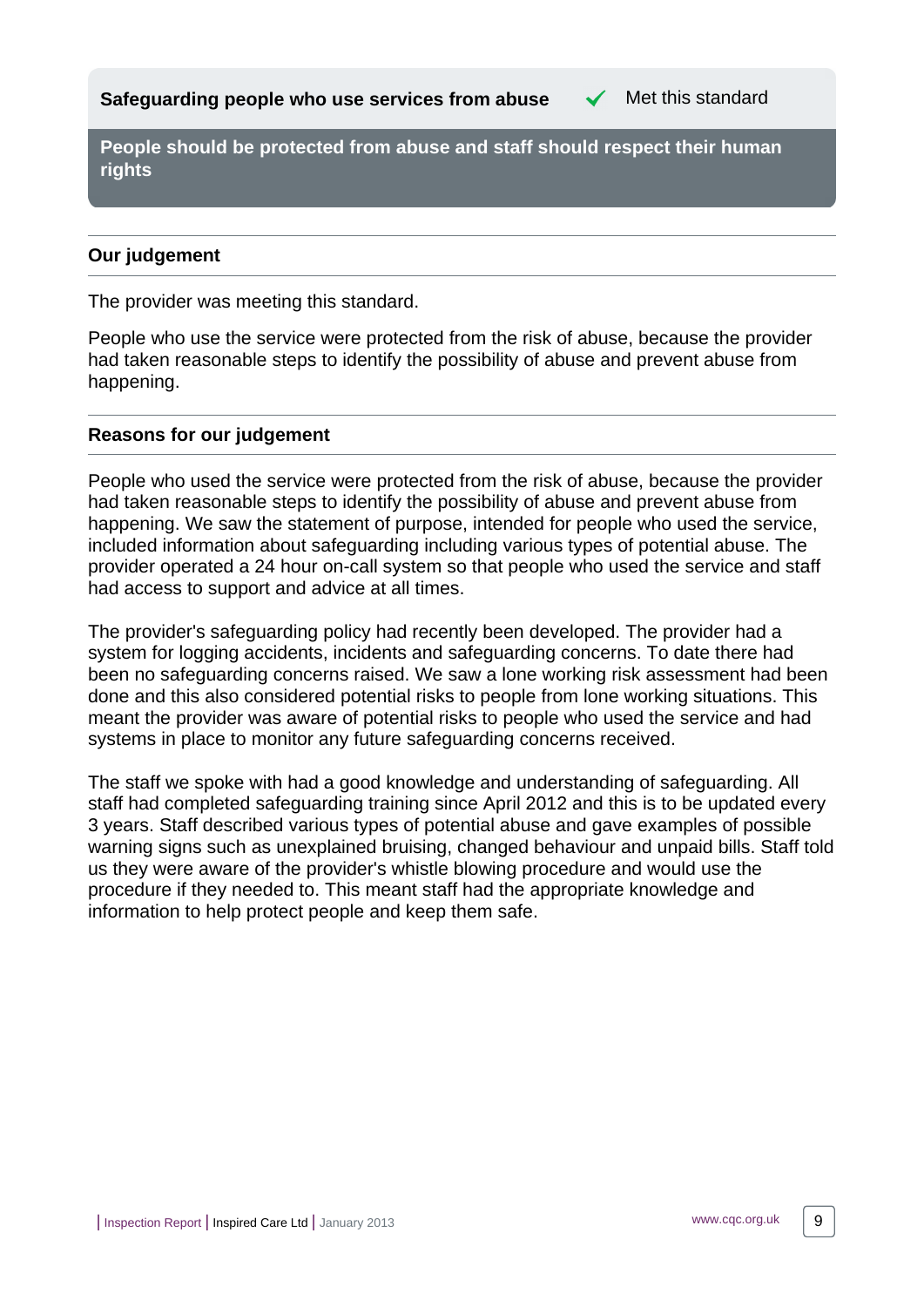## Safeguarding people who use services from abuse ✓ Met this standard

**People should be protected from abuse and staff should respect their human rights**

### Our judgement

The provider was meeting this standard.

People who use the service were protected from the risk of abuse, because the provider had taken reasonable steps to identify the possibility of abuse and prevent abuse from happening.

### Reasons for our judgement

People who used the service were protected from the risk of abuse, because the provider had taken reasonable steps to identify the possibility of abuse and prevent abuse from happening. We saw the statement of purpose, intended for people who used the service, included information about safeguarding including various types of potential abuse. The provider operated a 24 hour on-call system so that people who used the service and staff had access to support and advice at all times.

The provider's safeguarding policy had recently been developed. The provider had a system for logging accidents, incidents and safeguarding concerns. To date there had been no safeguarding concerns raised. We saw a lone working risk assessment had been done and this also considered potential risks to people from lone working situations. This meant the provider was aware of potential risks to people who used the service and had systems in place to monitor any future safeguarding concerns received.

The staff we spoke with had a good knowledge and understanding of safeguarding. All staff had completed safeguarding training since April 2012 and this is to be updated every 3 years. Staff described various types of potential abuse and gave examples of possible warning signs such as unexplained bruising, changed behaviour and unpaid bills. Staff told us they were aware of the provider's whistle blowing procedure and would use the procedure if they needed to. This meant staff had the appropriate knowledge and information to help protect people and keep them safe.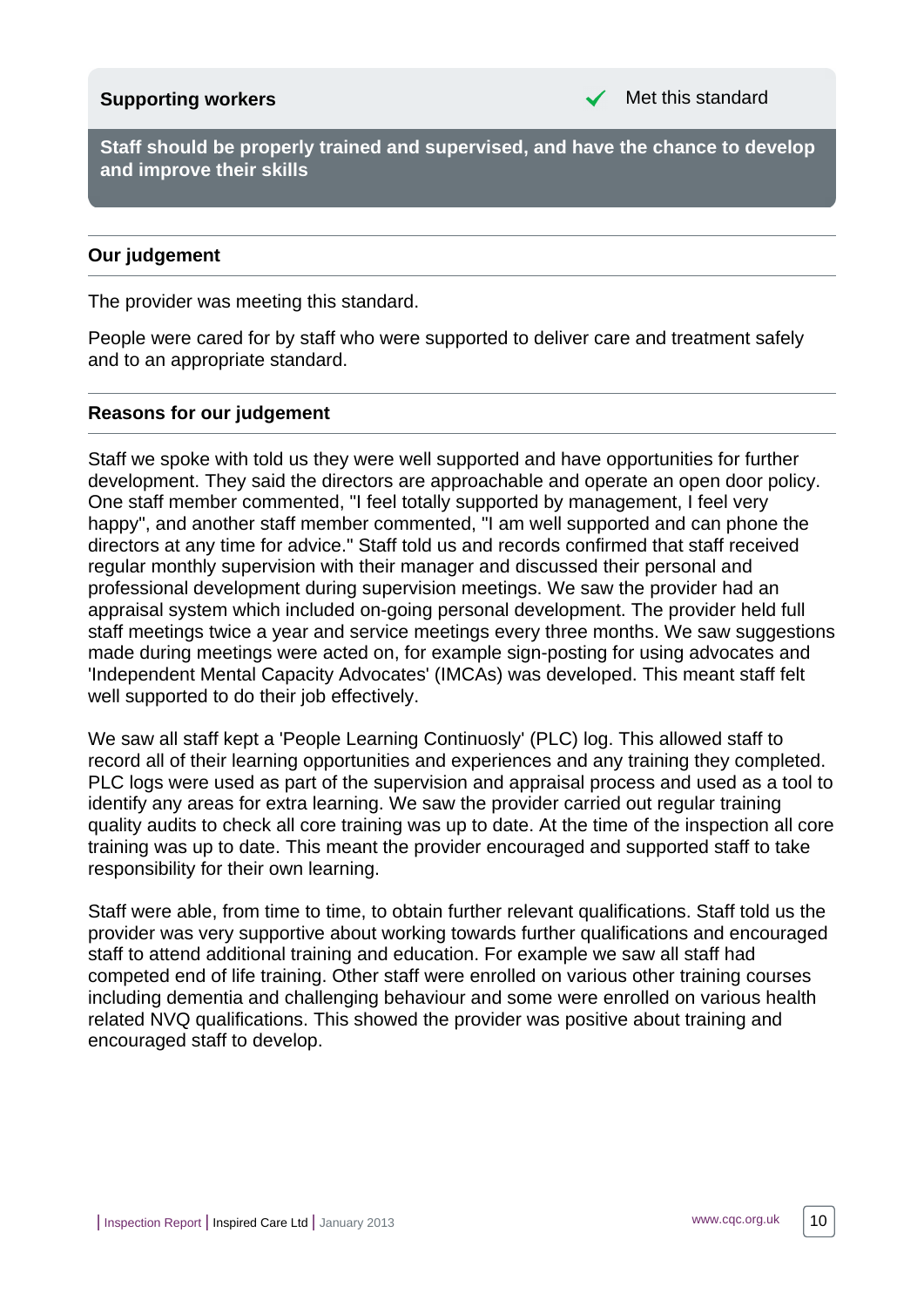## Supporting workers

✓ Met this standard

**Staff should be properly trained and supervised, and have the chance to develop and improve their skills**

### Our judgement

The provider was meeting this standard.

People were cared for by staff who were supported to deliver care and treatment safely and to an appropriate standard.

### Reasons for our judgement

Staff we spoke with told us they were well supported and have opportunities for further development. They said the directors are approachable and operate an open door policy. One staff member commented, "I feel totally supported by management, I feel very happy", and another staff member commented, "I am well supported and can phone the directors at any time for advice." Staff told us and records confirmed that staff received regular monthly supervision with their manager and discussed their personal and professional development during supervision meetings. We saw the provider had an appraisal system which included on-going personal development. The provider held full staff meetings twice a year and service meetings every three months. We saw suggestions made during meetings were acted on, for example sign-posting for using advocates and 'Independent Mental Capacity Advocates' (IMCAs) was developed. This meant staff felt well supported to do their job effectively.

We saw all staff kept a 'People Learning Continuosly' (PLC) log. This allowed staff to record all of their learning opportunities and experiences and any training they completed. PLC logs were used as part of the supervision and appraisal process and used as a tool to identify any areas for extra learning. We saw the provider carried out regular training quality audits to check all core training was up to date. At the time of the inspection all core training was up to date. This meant the provider encouraged and supported staff to take responsibility for their own learning.

Staff were able, from time to time, to obtain further relevant qualifications. Staff told us the provider was very supportive about working towards further qualifications and encouraged staff to attend additional training and education. For example we saw all staff had competed end of life training. Other staff were enrolled on various other training courses including dementia and challenging behaviour and some were enrolled on various health related NVQ qualifications. This showed the provider was positive about training and encouraged staff to develop.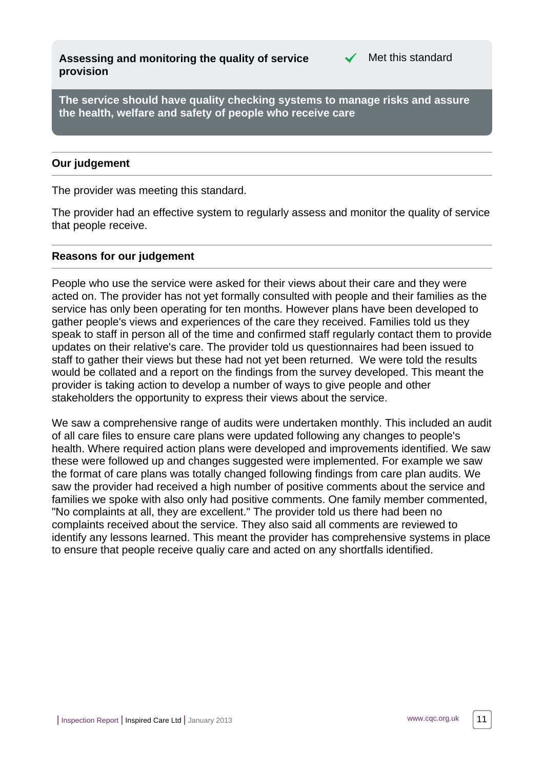**Assessing and monitoring the quality of service provision** ✔ Met this standard

**The service should have quality checking systems to manage risks and assure the health, welfare and safety of people who receive care**

### Our judgement

The provider was meeting this standard.

The provider had an effective system to regularly assess and monitor the quality of service that people receive.

### Reasons for our judgement

People who use the service were asked for their views about their care and they were acted on. The provider has not yet formally consulted with people and their families as the service has only been operating for ten months. However plans have been developed to gather people's views and experiences of the care they received. Families told us they speak to staff in person all of the time and confirmed staff regularly contact them to provide updates on their relative's care. The provider told us questionnaires had been issued to staff to gather their views but these had not yet been returned. We were told the results would be collated and a report on the findings from the survey developed. This meant the provider is taking action to develop a number of ways to give people and other stakeholders the opportunity to express their views about the service.

We saw a comprehensive range of audits were undertaken monthly. This included an audit of all care files to ensure care plans were updated following any changes to people's health. Where required action plans were developed and improvements identified. We saw these were followed up and changes suggested were implemented. For example we saw the format of care plans was totally changed following findings from care plan audits. We saw the provider had received a high number of positive comments about the service and families we spoke with also only had positive comments. One family member commented, "No complaints at all, they are excellent." The provider told us there had been no complaints received about the service. They also said all comments are reviewed to identify any lessons learned. This meant the provider has comprehensive systems in place to ensure that people receive qualiy care and acted on any shortfalls identified.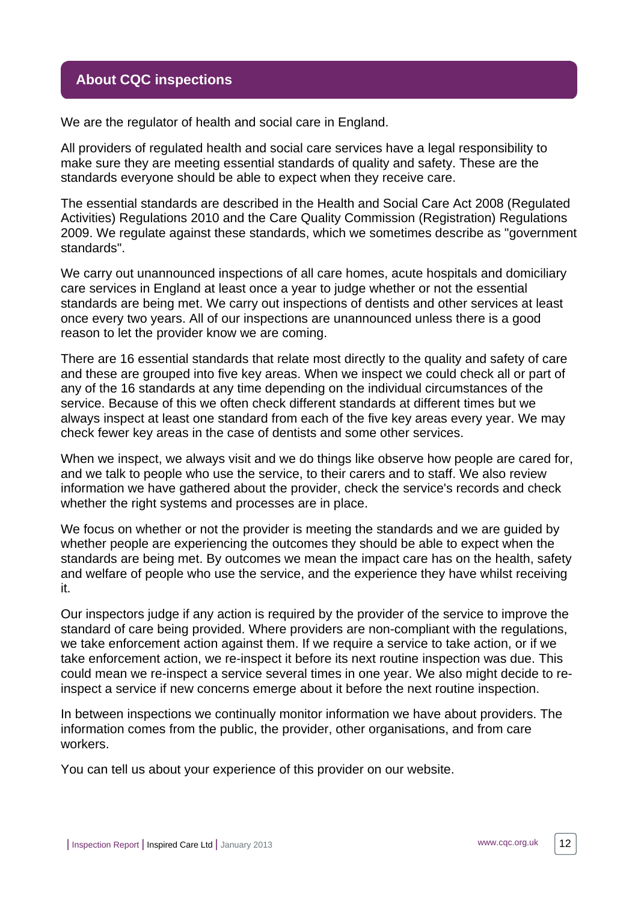## About CQC inspections

We are the regulator of health and social care in England.

All providers of regulated health and social care services have a legal responsibility to make sure they are meeting essential standards of quality and safety. These are the standards everyone should be able to expect when they receive care.

The essential standards are described in the Health and Social Care Act 2008 (Regulated Activities) Regulations 2010 and the Care Quality Commission (Registration) Regulations 2009. We regulate against these standards, which we sometimes describe as "government standards".

We carry out unannounced inspections of all care homes, acute hospitals and domiciliary care services in England at least once a year to judge whether or not the essential standards are being met. We carry out inspections of dentists and other services at least once every two years. All of our inspections are unannounced unless there is a good reason to let the provider know we are coming.

There are 16 essential standards that relate most directly to the quality and safety of care and these are grouped into five key areas. When we inspect we could check all or part of any of the 16 standards at any time depending on the individual circumstances of the service. Because of this we often check different standards at different times but we always inspect at least one standard from each of the five key areas every year. We may check fewer key areas in the case of dentists and some other services.

When we inspect, we always visit and we do things like observe how people are cared for, and we talk to people who use the service, to their carers and to staff. We also review information we have gathered about the provider, check the service's records and check whether the right systems and processes are in place.

We focus on whether or not the provider is meeting the standards and we are guided by whether people are experiencing the outcomes they should be able to expect when the standards are being met. By outcomes we mean the impact care has on the health, safety and welfare of people who use the service, and the experience they have whilst receiving it.

Our inspectors judge if any action is required by the provider of the service to improve the standard of care being provided. Where providers are non-compliant with the regulations, we take enforcement action against them. If we require a service to take action, or if we take enforcement action, we re-inspect it before its next routine inspection was due. This could mean we re-inspect a service several times in one year. We also might decide to re-inspect a service if new concerns emerge about it before the next routine inspection.

In between inspections we continually monitor information we have about providers. The information comes from the public, the provider, other organisations, and from care workers.

You can tell us about your experience of this provider on our website.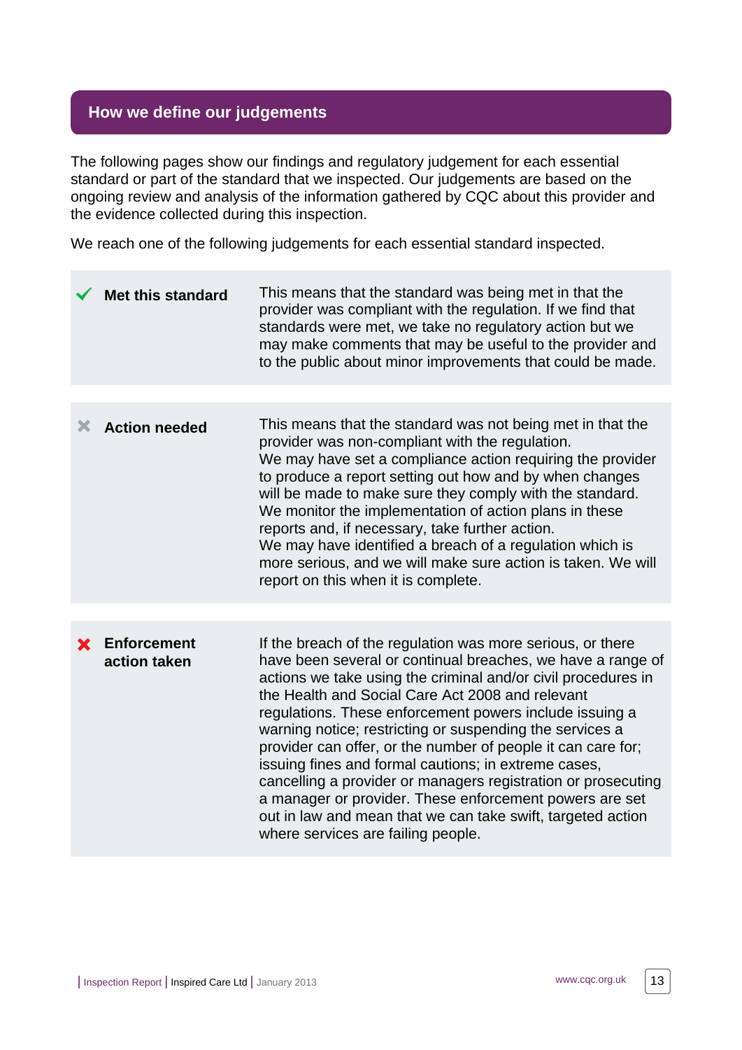## How we define our judgements

The following pages show our findings and regulatory judgement for each essential standard or part of the standard that we inspected. Our judgements are based on the ongoing review and analysis of the information gathered by CQC about this provider and the evidence collected during this inspection.

We reach one of the following judgements for each essential standard inspected.

| | |
|---|---|
| ✔ **Met this standard** | This means that the standard was being met in that the provider was compliant with the regulation. If we find that standards were met, we take no regulatory action but we may make comments that may be useful to the provider and to the public about minor improvements that could be made. |
| ✖ **Action needed** | This means that the standard was not being met in that the provider was non-compliant with the regulation.<br>We may have set a compliance action requiring the provider to produce a report setting out how and by when changes will be made to make sure they comply with the standard. We monitor the implementation of action plans in these reports and, if necessary, take further action.<br>We may have identified a breach of a regulation which is more serious, and we will make sure action is taken. We will report on this when it is complete. |
| ✖ **Enforcement action taken** | If the breach of the regulation was more serious, or there have been several or continual breaches, we have a range of actions we take using the criminal and/or civil procedures in the Health and Social Care Act 2008 and relevant regulations. These enforcement powers include issuing a warning notice; restricting or suspending the services a provider can offer, or the number of people it can care for; issuing fines and formal cautions; in extreme cases, cancelling a provider or managers registration or prosecuting a manager or provider. These enforcement powers are set out in law and mean that we can take swift, targeted action where services are failing people. |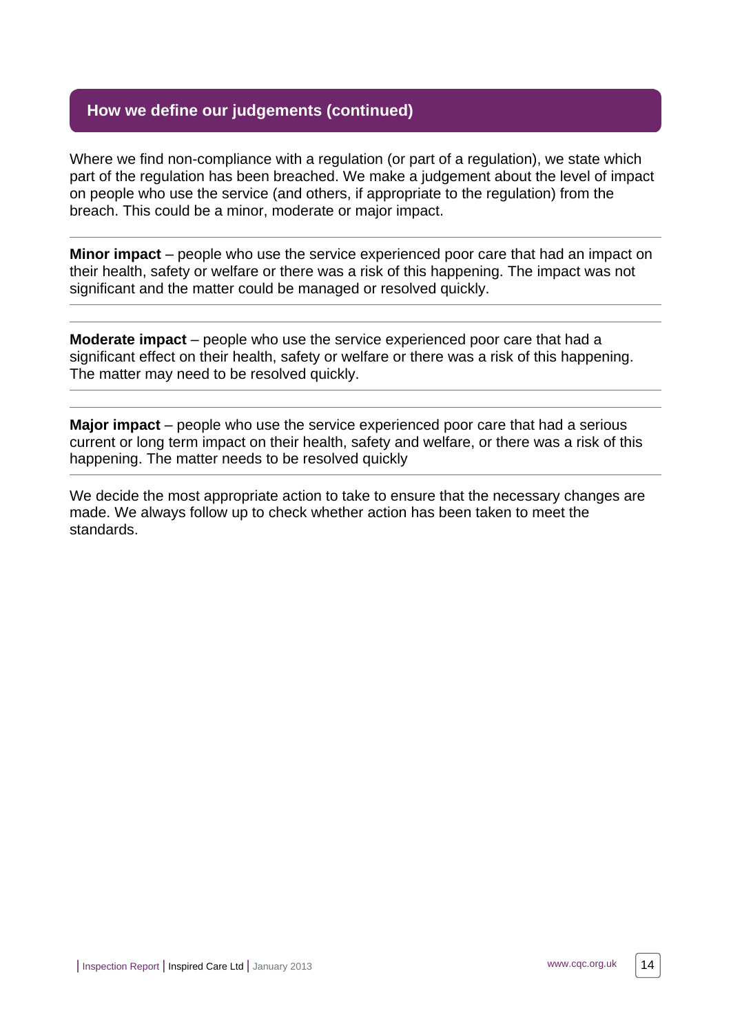## How we define our judgements (continued)

Where we find non-compliance with a regulation (or part of a regulation), we state which part of the regulation has been breached. We make a judgement about the level of impact on people who use the service (and others, if appropriate to the regulation) from the breach. This could be a minor, moderate or major impact.

**Minor impact** – people who use the service experienced poor care that had an impact on their health, safety or welfare or there was a risk of this happening. The impact was not significant and the matter could be managed or resolved quickly.

**Moderate impact** – people who use the service experienced poor care that had a significant effect on their health, safety or welfare or there was a risk of this happening. The matter may need to be resolved quickly.

**Major impact** – people who use the service experienced poor care that had a serious current or long term impact on their health, safety and welfare, or there was a risk of this happening. The matter needs to be resolved quickly

We decide the most appropriate action to take to ensure that the necessary changes are made. We always follow up to check whether action has been taken to meet the standards.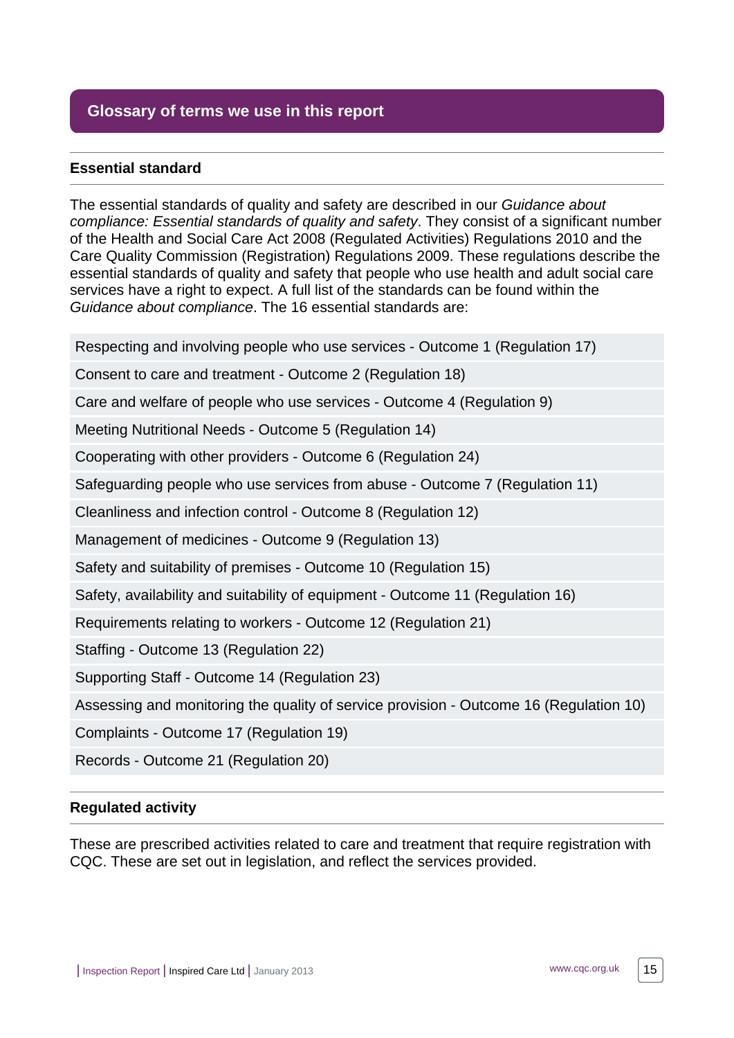## Glossary of terms we use in this report

### Essential standard

The essential standards of quality and safety are described in our *Guidance about compliance: Essential standards of quality and safety*. They consist of a significant number of the Health and Social Care Act 2008 (Regulated Activities) Regulations 2010 and the Care Quality Commission (Registration) Regulations 2009. These regulations describe the essential standards of quality and safety that people who use health and adult social care services have a right to expect. A full list of the standards can be found within the *Guidance about compliance*. The 16 essential standards are:

- Respecting and involving people who use services - Outcome 1 (Regulation 17)
- Consent to care and treatment - Outcome 2 (Regulation 18)
- Care and welfare of people who use services - Outcome 4 (Regulation 9)
- Meeting Nutritional Needs - Outcome 5 (Regulation 14)
- Cooperating with other providers - Outcome 6 (Regulation 24)
- Safeguarding people who use services from abuse - Outcome 7 (Regulation 11)
- Cleanliness and infection control - Outcome 8 (Regulation 12)
- Management of medicines - Outcome 9 (Regulation 13)
- Safety and suitability of premises - Outcome 10 (Regulation 15)
- Safety, availability and suitability of equipment - Outcome 11 (Regulation 16)
- Requirements relating to workers - Outcome 12 (Regulation 21)
- Staffing - Outcome 13 (Regulation 22)
- Supporting Staff - Outcome 14 (Regulation 23)
- Assessing and monitoring the quality of service provision - Outcome 16 (Regulation 10)
- Complaints - Outcome 17 (Regulation 19)
- Records - Outcome 21 (Regulation 20)

### Regulated activity

These are prescribed activities related to care and treatment that require registration with CQC. These are set out in legislation, and reflect the services provided.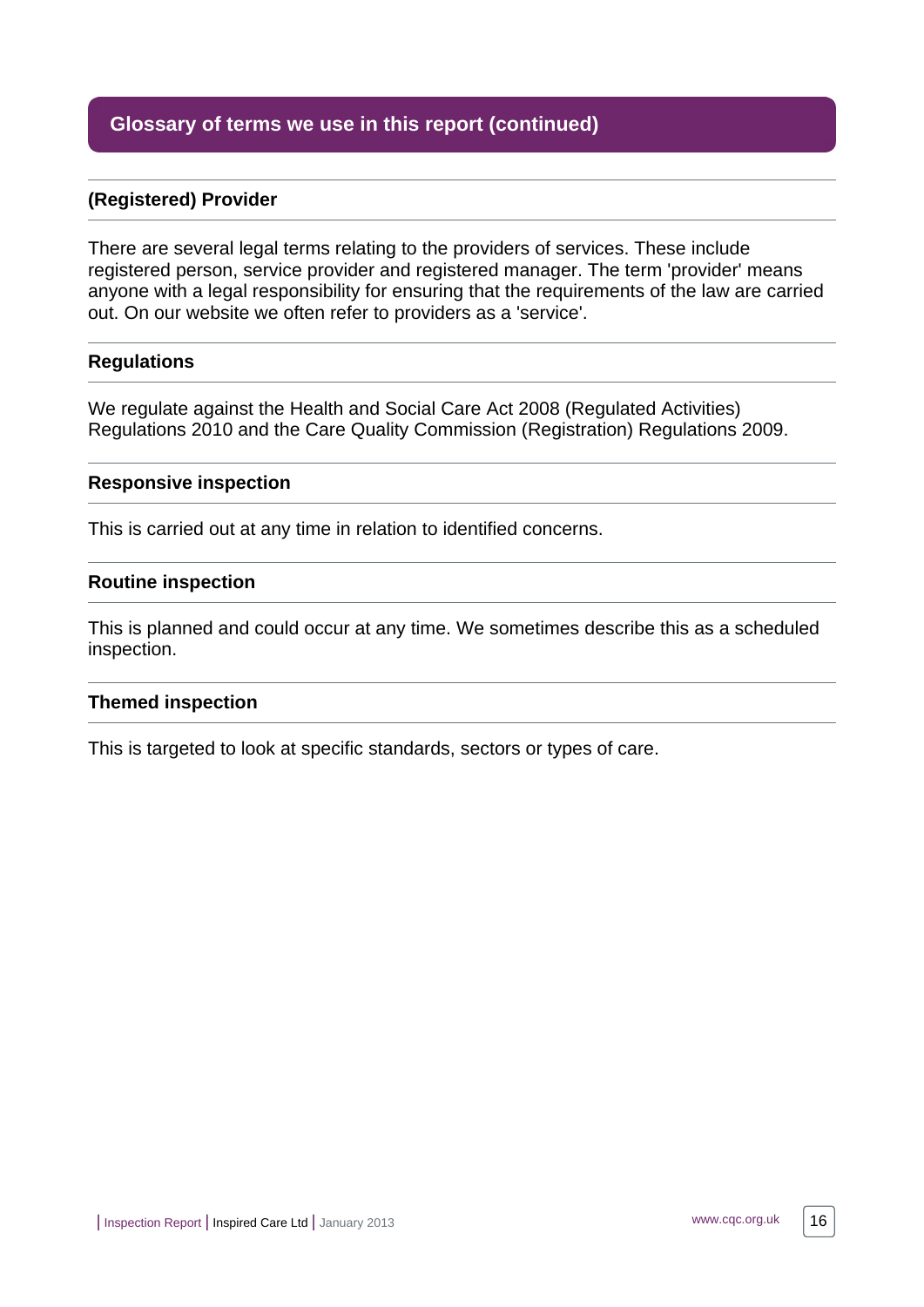## Glossary of terms we use in this report (continued)

### (Registered) Provider

There are several legal terms relating to the providers of services. These include registered person, service provider and registered manager. The term 'provider' means anyone with a legal responsibility for ensuring that the requirements of the law are carried out. On our website we often refer to providers as a 'service'.

### Regulations

We regulate against the Health and Social Care Act 2008 (Regulated Activities) Regulations 2010 and the Care Quality Commission (Registration) Regulations 2009.

### Responsive inspection

This is carried out at any time in relation to identified concerns.

### Routine inspection

This is planned and could occur at any time. We sometimes describe this as a scheduled inspection.

### Themed inspection

This is targeted to look at specific standards, sectors or types of care.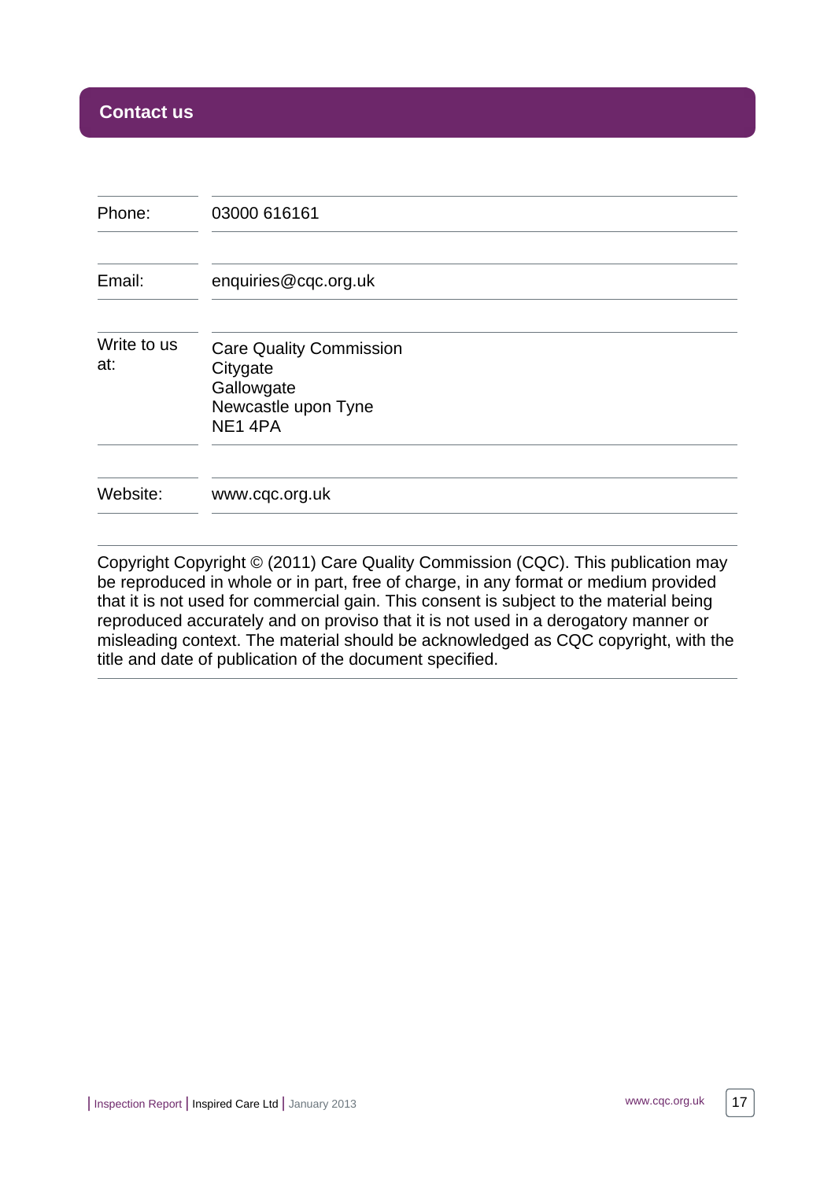## Contact us

| | |
|---|---|
| Phone: | 03000 616161 |
| Email: | enquiries@cqc.org.uk |
| Write to us at: | Care Quality Commission<br>Citygate<br>Gallowgate<br>Newcastle upon Tyne<br>NE1 4PA |
| Website: | www.cqc.org.uk |

Copyright Copyright © (2011) Care Quality Commission (CQC). This publication may be reproduced in whole or in part, free of charge, in any format or medium provided that it is not used for commercial gain. This consent is subject to the material being reproduced accurately and on proviso that it is not used in a derogatory manner or misleading context. The material should be acknowledged as CQC copyright, with the title and date of publication of the document specified.